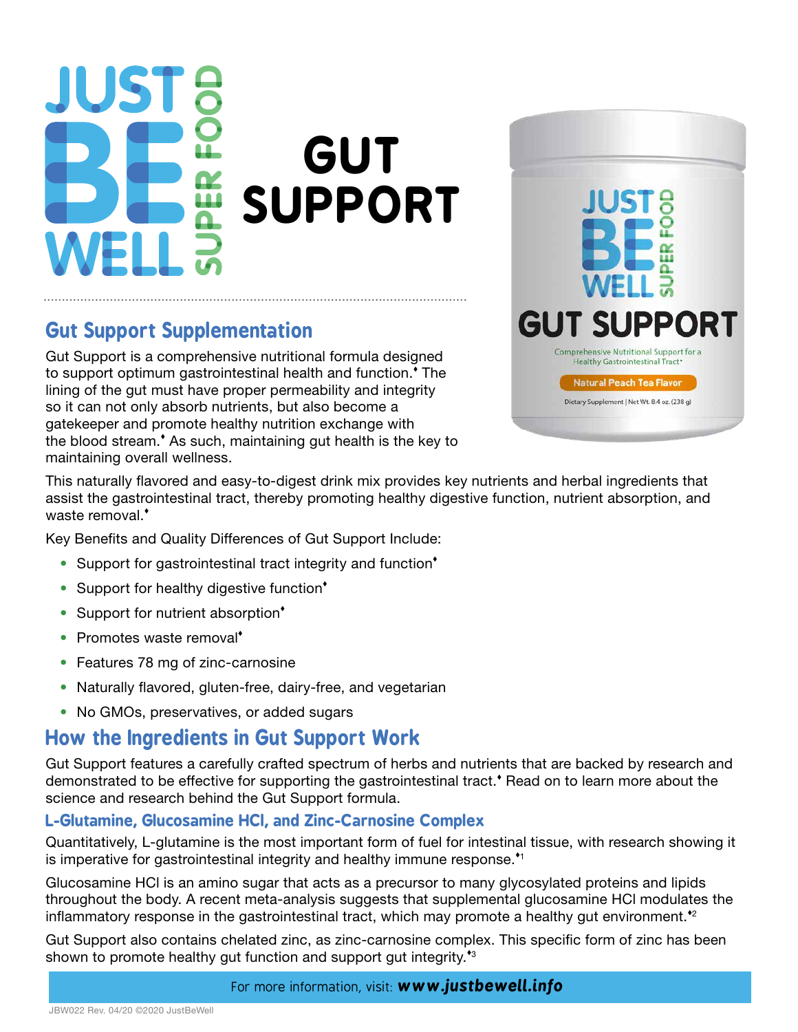# JUST BE WELL SUPER FOOD

# GUT SUPPORT

## Gut Support Supplementation

Gut Support is a comprehensive nutritional formula designed to support optimum gastrointestinal health and function.♦ The lining of the gut must have proper permeability and integrity so it can not only absorb nutrients, but also become a gatekeeper and promote healthy nutrition exchange with the blood stream.♦ As such, maintaining gut health is the key to maintaining overall wellness.

This naturally flavored and easy-to-digest drink mix provides key nutrients and herbal ingredients that assist the gastrointestinal tract, thereby promoting healthy digestive function, nutrient absorption, and waste removal.♦

Key Benefits and Quality Differences of Gut Support Include:

- Support for gastrointestinal tract integrity and function♦
- Support for healthy digestive function♦
- Support for nutrient absorption♦
- Promotes waste removal♦
- Features 78 mg of zinc-carnosine
- Naturally flavored, gluten-free, dairy-free, and vegetarian
- No GMOs, preservatives, or added sugars

## How the Ingredients in Gut Support Work

Gut Support features a carefully crafted spectrum of herbs and nutrients that are backed by research and demonstrated to be effective for supporting the gastrointestinal tract.♦ Read on to learn more about the science and research behind the Gut Support formula.

### L-Glutamine, Glucosamine HCl, and Zinc-Carnosine Complex

Quantitatively, L-glutamine is the most important form of fuel for intestinal tissue, with research showing it is imperative for gastrointestinal integrity and healthy immune response.♦[1]

Glucosamine HCl is an amino sugar that acts as a precursor to many glycosylated proteins and lipids throughout the body. A recent meta-analysis suggests that supplemental glucosamine HCl modulates the inflammatory response in the gastrointestinal tract, which may promote a healthy gut environment.♦[2]

Gut Support also contains chelated zinc, as zinc-carnosine complex. This specific form of zinc has been shown to promote healthy gut function and support gut integrity.♦[3]

For more information, visit: **www.justbewell.info**

JBW022 Rev. 04/20 ©2020 JustBeWell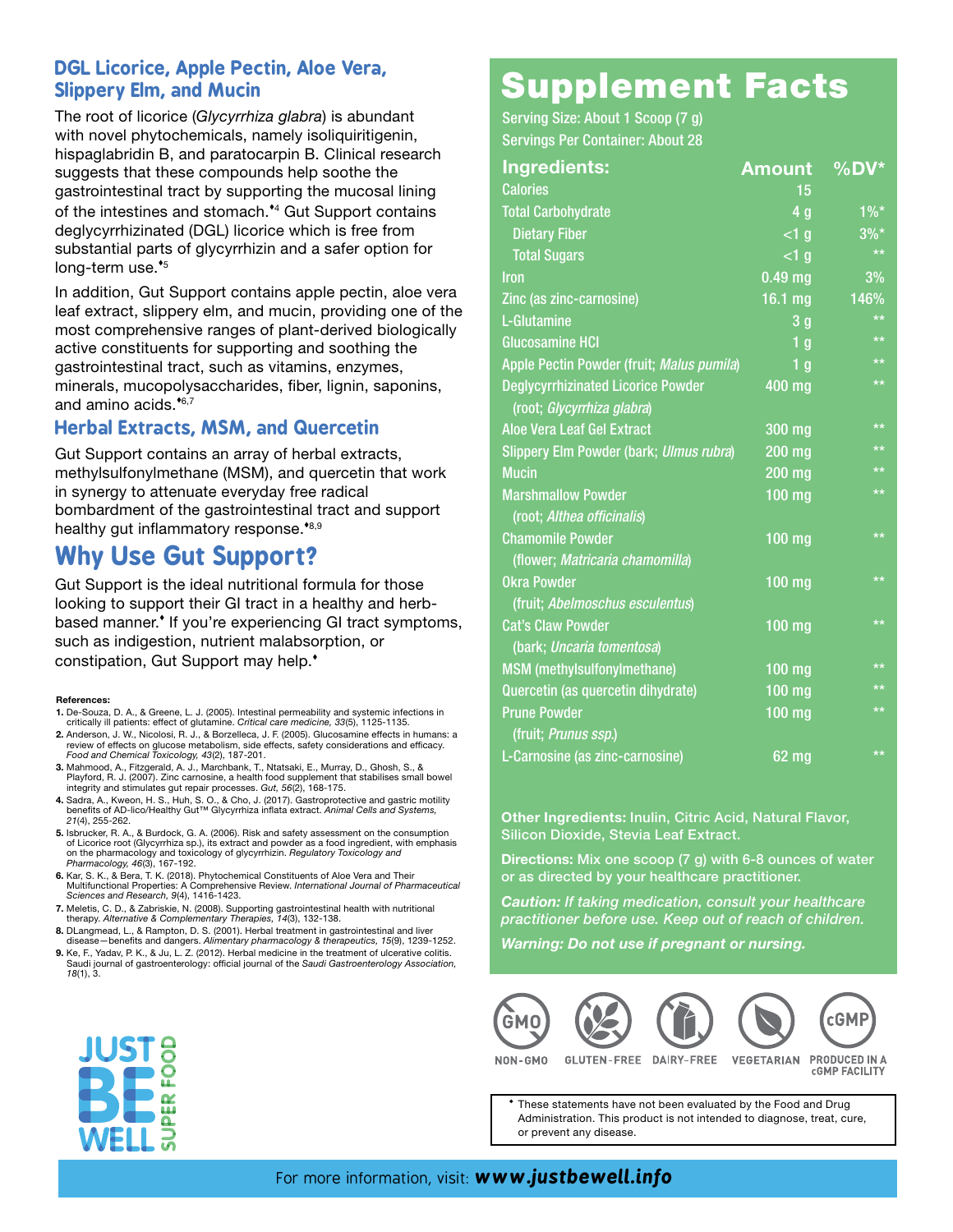## DGL Licorice, Apple Pectin, Aloe Vera, Slippery Elm, and Mucin

The root of licorice (*Glycyrrhiza glabra*) is abundant with novel phytochemicals, namely isoliquiritigenin, hispaglabridin B, and paratocarpin B. Clinical research suggests that these compounds help soothe the gastrointestinal tract by supporting the mucosal lining of the intestines and stomach.♦[4] Gut Support contains deglycyrrhizinated (DGL) licorice which is free from substantial parts of glycyrrhizin and a safer option for long-term use.♦[5]

In addition, Gut Support contains apple pectin, aloe vera leaf extract, slippery elm, and mucin, providing one of the most comprehensive ranges of plant-derived biologically active constituents for supporting and soothing the gastrointestinal tract, such as vitamins, enzymes, minerals, mucopolysaccharides, fiber, lignin, saponins, and amino acids.♦[6,7]

## Herbal Extracts, MSM, and Quercetin

Gut Support contains an array of herbal extracts, methylsulfonylmethane (MSM), and quercetin that work in synergy to attenuate everyday free radical bombardment of the gastrointestinal tract and support healthy gut inflammatory response.♦[8,9]

# Why Use Gut Support?

Gut Support is the ideal nutritional formula for those looking to support their GI tract in a healthy and herb-based manner.♦ If you're experiencing GI tract symptoms, such as indigestion, nutrient malabsorption, or constipation, Gut Support may help.♦

**References:**

1. De-Souza, D. A., & Greene, L. J. (2005). Intestinal permeability and systemic infections in critically ill patients: effect of glutamine. *Critical care medicine, 33*(5), 1125-1135.
2. Anderson, J. W., Nicolosi, R. J., & Borzelleca, J. F. (2005). Glucosamine effects in humans: a review of effects on glucose metabolism, side effects, safety considerations and efficacy. *Food and Chemical Toxicology, 43*(2), 187-201.
3. Mahmood, A., Fitzgerald, A. J., Marchbank, T., Ntatsaki, E., Murray, D., Ghosh, S., & Playford, R. J. (2007). Zinc carnosine, a health food supplement that stabilises small bowel integrity and stimulates gut repair processes. *Gut, 56*(2), 168-175.
4. Sadra, A., Kweon, H. S., Huh, S. O., & Cho, J. (2017). Gastroprotective and gastric motility benefits of AD-lico/Healthy Gut™ Glycyrrhiza inflata extract. *Animal Cells and Systems, 21*(4), 255-262.
5. Isbrucker, R. A., & Burdock, G. A. (2006). Risk and safety assessment on the consumption of Licorice root (Glycyrrhiza sp.), its extract and powder as a food ingredient, with emphasis on the pharmacology and toxicology of glycyrrhizin. *Regulatory Toxicology and Pharmacology, 46*(3), 167-192.
6. Kar, S. K., & Bera, T. K. (2018). Phytochemical Constituents of Aloe Vera and Their Multifunctional Properties: A Comprehensive Review. *International Journal of Pharmaceutical Sciences and Research, 9*(4), 1416-1423.
7. Meletis, C. D., & Zabriskie, N. (2008). Supporting gastrointestinal health with nutritional therapy. *Alternative & Complementary Therapies, 14*(3), 132-138.
8. DLangmead, L., & Rampton, D. S. (2001). Herbal treatment in gastrointestinal and liver disease—benefits and dangers. *Alimentary pharmacology & therapeutics, 15*(9), 1239-1252.
9. Ke, F., Yadav, P. K., & Ju, L. Z. (2012). Herbal medicine in the treatment of ulcerative colitis. Saudi journal of gastroenterology: official journal of the *Saudi Gastroenterology Association, 18*(1), 3.

# Supplement Facts

Serving Size: About 1 Scoop (7 g)
Servings Per Container: About 28

| Ingredients: | Amount | %DV* |
|---|---|---|
| Calories | 15 | |
| Total Carbohydrate | 4 g | 1%* |
| Dietary Fiber | <1 g | 3%* |
| Total Sugars | <1 g | ** |
| Iron | 0.49 mg | 3% |
| Zinc (as zinc-carnosine) | 16.1 mg | 146% |
| L-Glutamine | 3 g | ** |
| Glucosamine HCl | 1 g | ** |
| Apple Pectin Powder (fruit; *Malus pumila*) | 1 g | ** |
| Deglycyrrhizinated Licorice Powder (root; *Glycyrrhiza glabra*) | 400 mg | ** |
| Aloe Vera Leaf Gel Extract | 300 mg | ** |
| Slippery Elm Powder (bark; *Ulmus rubra*) | 200 mg | ** |
| Mucin | 200 mg | ** |
| Marshmallow Powder (root; *Althea officinalis*) | 100 mg | ** |
| Chamomile Powder (flower; *Matricaria chamomilla*) | 100 mg | ** |
| Okra Powder (fruit; *Abelmoschus esculentus*) | 100 mg | ** |
| Cat's Claw Powder (bark; *Uncaria tomentosa*) | 100 mg | ** |
| MSM (methylsulfonylmethane) | 100 mg | ** |
| Quercetin (as quercetin dihydrate) | 100 mg | ** |
| Prune Powder (fruit; *Prunus ssp.*) | 100 mg | ** |
| L-Carnosine (as zinc-carnosine) | 62 mg | ** |

**Other Ingredients:** Inulin, Citric Acid, Natural Flavor, Silicon Dioxide, Stevia Leaf Extract.

**Directions:** Mix one scoop (7 g) with 6-8 ounces of water or as directed by your healthcare practitioner.

***Caution:** If taking medication, consult your healthcare practitioner before use. Keep out of reach of children.*

***Warning: Do not use if pregnant or nursing.***

NON-GMO | GLUTEN-FREE | DAIRY-FREE | VEGETARIAN | PRODUCED IN A cGMP FACILITY

♦ These statements have not been evaluated by the Food and Drug Administration. This product is not intended to diagnose, treat, cure, or prevent any disease.

JUST BE WELL SUPER FOOD

For more information, visit: ***www.justbewell.info***